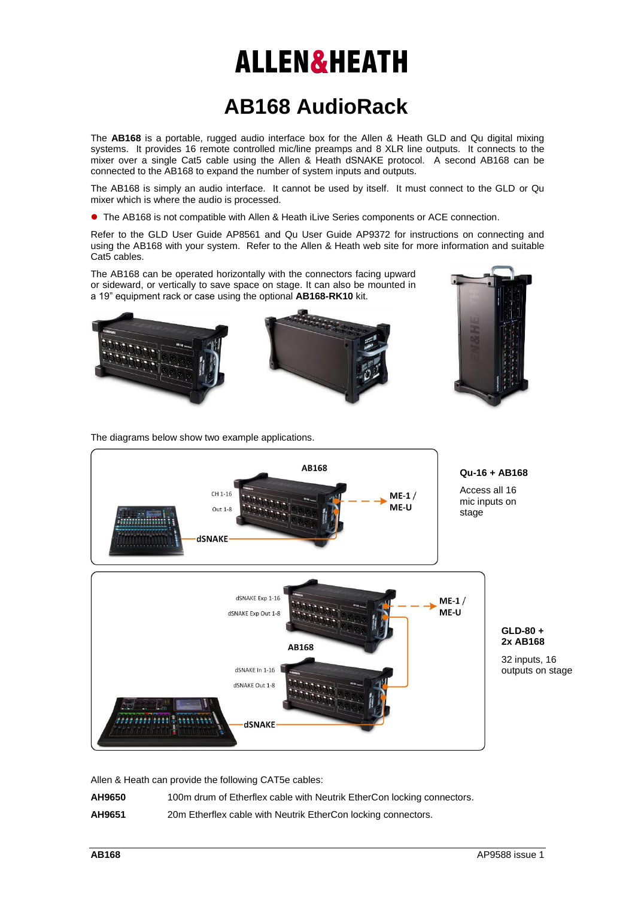# ALLEN&HEATH

# AB168 AudioRack

The **AB168** is a portable, rugged audio interface box for the Allen & Heath GLD and Qu digital mixing systems. It provides 16 remote controlled mic/line preamps and 8 XLR line outputs. It connects to the mixer over a single Cat5 cable using the Allen & Heath dSNAKE protocol. A second AB168 can be connected to the AB168 to expand the number of system inputs and outputs.

The AB168 is simply an audio interface. It cannot be used by itself. It must connect to the GLD or Qu mixer which is where the audio is processed.

- The AB168 is not compatible with Allen & Heath iLive Series components or ACE connection.

Refer to the GLD User Guide AP8561 and Qu User Guide AP9372 for instructions on connecting and using the AB168 with your system. Refer to the Allen & Heath web site for more information and suitable Cat5 cables.

The AB168 can be operated horizontally with the connectors facing upward or sideward, or vertically to save space on stage. It can also be mounted in a 19" equipment rack or case using the optional **AB168-RK10** kit.

The diagrams below show two example applications.

AB168

CH 1-16

Out 1-8

ME-1 / ME-U

dSNAKE

**Qu-16 + AB168**

Access all 16 mic inputs on stage

dSNAKE Exp 1-16

dSNAKE Exp Out 1-8

ME-1 / ME-U

AB168

dSNAKE In 1-16

dSNAKE Out 1-8

dSNAKE

**GLD-80 + 2x AB168**

32 inputs, 16 outputs on stage

Allen & Heath can provide the following CAT5e cables:

**AH9650** 100m drum of Etherflex cable with Neutrik EtherCon locking connectors.

**AH9651** 20m Etherflex cable with Neutrik EtherCon locking connectors.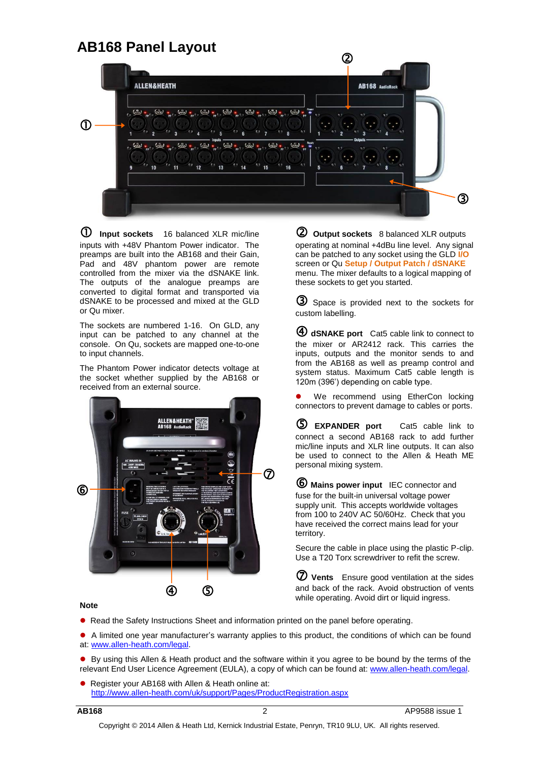# AB168 Panel Layout

① **Input sockets** 16 balanced XLR mic/line inputs with +48V Phantom Power indicator. The preamps are built into the AB168 and their Gain, Pad and 48V phantom power are remote controlled from the mixer via the dSNAKE link. The outputs of the analogue preamps are converted to digital format and transported via dSNAKE to be processed and mixed at the GLD or Qu mixer.

The sockets are numbered 1-16. On GLD, any input can be patched to any channel at the console. On Qu, sockets are mapped one-to-one to input channels.

The Phantom Power indicator detects voltage at the socket whether supplied by the AB168 or received from an external source.

② **Output sockets** 8 balanced XLR outputs operating at nominal +4dBu line level. Any signal can be patched to any socket using the GLD **I/O** screen or Qu **Setup / Output Patch / dSNAKE** menu. The mixer defaults to a logical mapping of these sockets to get you started.

③ Space is provided next to the sockets for custom labelling.

④ **dSNAKE port** Cat5 cable link to connect to the mixer or AR2412 rack. This carries the inputs, outputs and the monitor sends to and from the AB168 as well as preamp control and system status. Maximum Cat5 cable length is 120m (396') depending on cable type.

- We recommend using EtherCon locking connectors to prevent damage to cables or ports.

⑤ **EXPANDER port** Cat5 cable link to connect a second AB168 rack to add further mic/line inputs and XLR line outputs. It can also be used to connect to the Allen & Heath ME personal mixing system.

⑥ **Mains power input** IEC connector and fuse for the built-in universal voltage power supply unit. This accepts worldwide voltages from 100 to 240V AC 50/60Hz. Check that you have received the correct mains lead for your territory.

Secure the cable in place using the plastic P-clip. Use a T20 Torx screwdriver to refit the screw.

⑦ **Vents** Ensure good ventilation at the sides and back of the rack. Avoid obstruction of vents while operating. Avoid dirt or liquid ingress.

**Note**

- Read the Safety Instructions Sheet and information printed on the panel before operating.
- A limited one year manufacturer's warranty applies to this product, the conditions of which can be found at: www.allen-heath.com/legal.
- By using this Allen & Heath product and the software within it you agree to be bound by the terms of the relevant End User Licence Agreement (EULA), a copy of which can be found at: www.allen-heath.com/legal.
- Register your AB168 with Allen & Heath online at: http://www.allen-heath.com/uk/support/Pages/ProductRegistration.aspx

AB168 AP9588 issue 1

Copyright © 2014 Allen & Heath Ltd, Kernick Industrial Estate, Penryn, TR10 9LU, UK. All rights reserved.